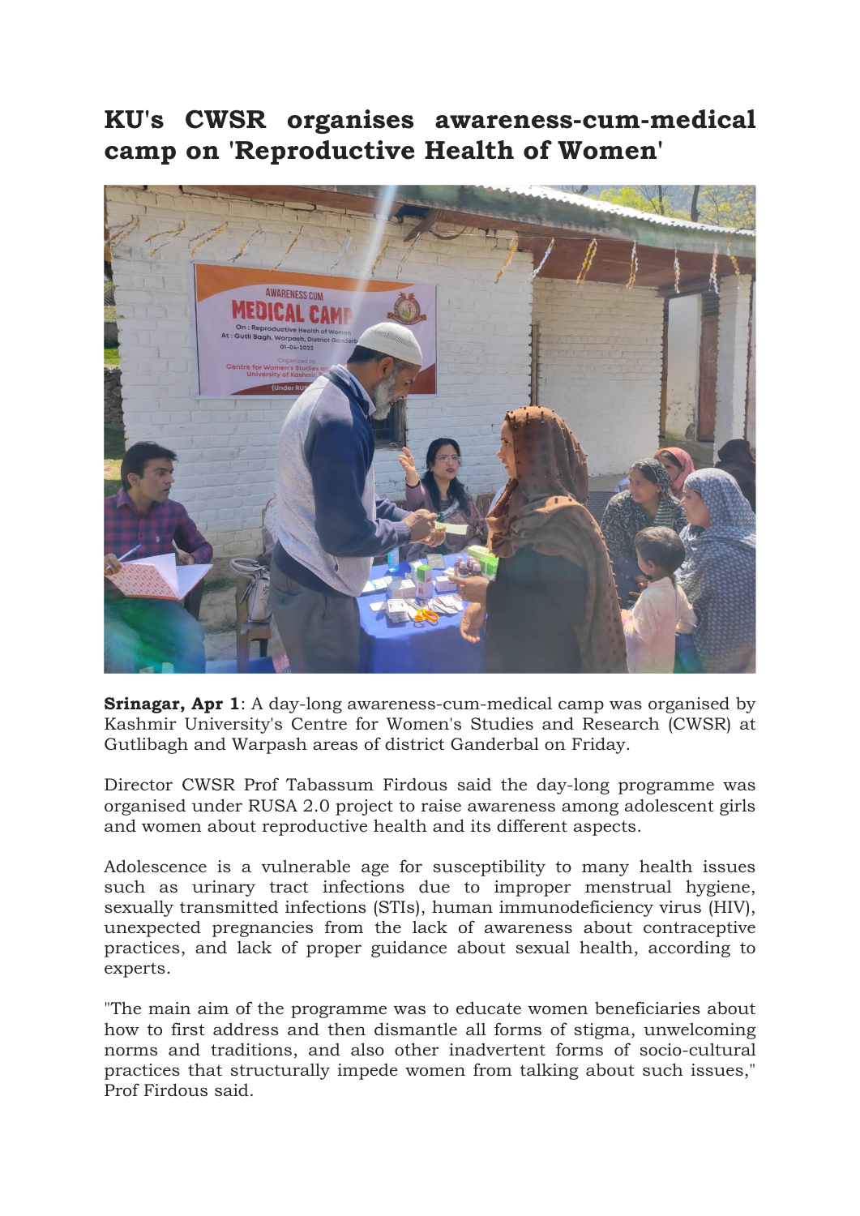# KU's CWSR organises awareness-cum-medical camp on 'Reproductive Health of Women'

**Srinagar, Apr 1**: A day-long awareness-cum-medical camp was organised by Kashmir University's Centre for Women's Studies and Research (CWSR) at Gutlibagh and Warpash areas of district Ganderbal on Friday.

Director CWSR Prof Tabassum Firdous said the day-long programme was organised under RUSA 2.0 project to raise awareness among adolescent girls and women about reproductive health and its different aspects.

Adolescence is a vulnerable age for susceptibility to many health issues such as urinary tract infections due to improper menstrual hygiene, sexually transmitted infections (STIs), human immunodeficiency virus (HIV), unexpected pregnancies from the lack of awareness about contraceptive practices, and lack of proper guidance about sexual health, according to experts.

"The main aim of the programme was to educate women beneficiaries about how to first address and then dismantle all forms of stigma, unwelcoming norms and traditions, and also other inadvertent forms of socio-cultural practices that structurally impede women from talking about such issues," Prof Firdous said.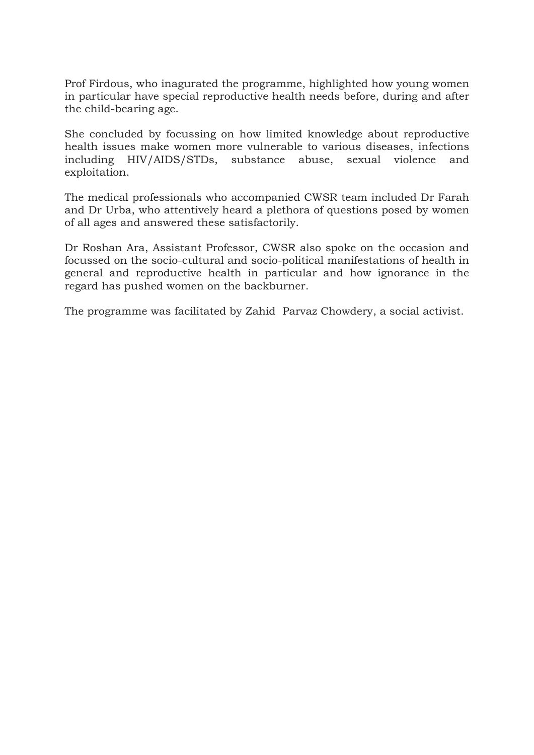Prof Firdous, who inagurated the programme, highlighted how young women in particular have special reproductive health needs before, during and after the child-bearing age.

She concluded by focussing on how limited knowledge about reproductive health issues make women more vulnerable to various diseases, infections including HIV/AIDS/STDs, substance abuse, sexual violence and exploitation.

The medical professionals who accompanied CWSR team included Dr Farah and Dr Urba, who attentively heard a plethora of questions posed by women of all ages and answered these satisfactorily.

Dr Roshan Ara, Assistant Professor, CWSR also spoke on the occasion and focussed on the socio-cultural and socio-political manifestations of health in general and reproductive health in particular and how ignorance in the regard has pushed women on the backburner.

The programme was facilitated by Zahid Parvaz Chowdery, a social activist.